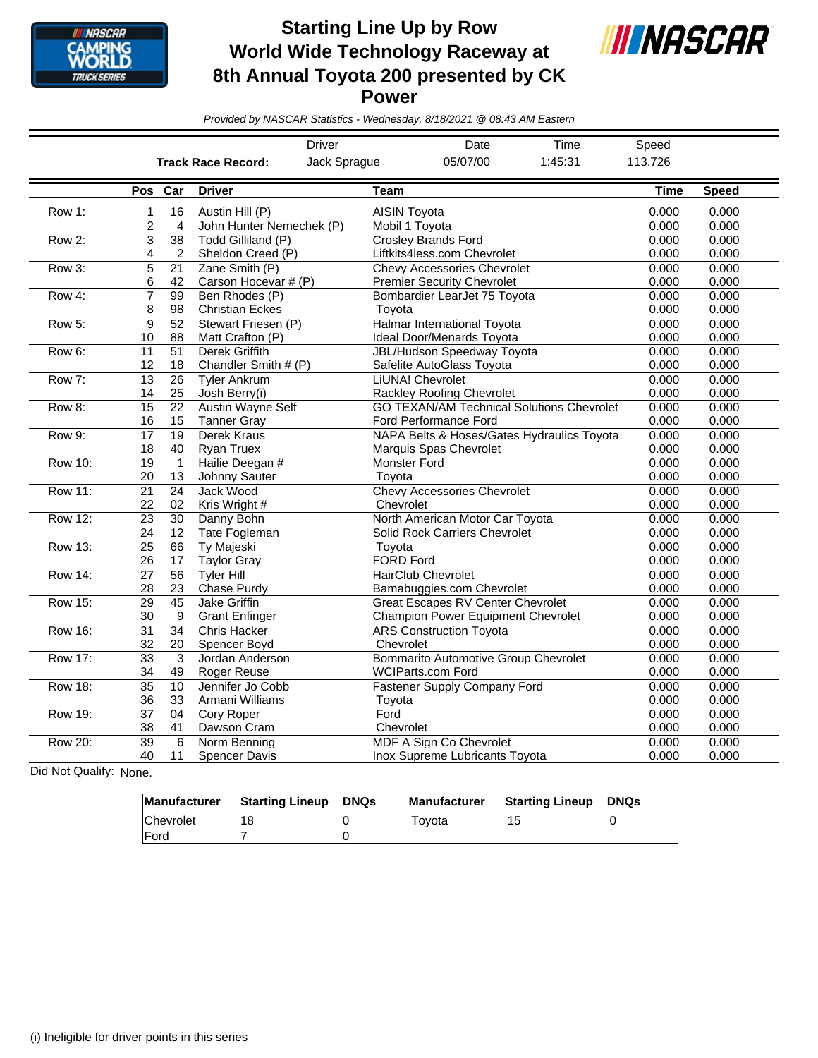# Starting Line Up by Row
# World Wide Technology Raceway at 8th Annual Toyota 200 presented by CK Power

*Provided by NASCAR Statistics - Wednesday, 8/18/2021 @ 08:43 AM Eastern*

| | Driver | Date | Time | Speed |
|---|---|---|---|---|
| **Track Race Record:** | Jack Sprague | 05/07/00 | 1:45:31 | 113.726 |

| | Pos | Car | Driver | Team | Time | Speed |
|---|---|---|---|---|---|---|
| Row 1: | 1 | 16 | Austin Hill (P) | AISIN Toyota | 0.000 | 0.000 |
| | 2 | 4 | John Hunter Nemechek (P) | Mobil 1 Toyota | 0.000 | 0.000 |
| Row 2: | 3 | 38 | Todd Gilliland (P) | Crosley Brands Ford | 0.000 | 0.000 |
| | 4 | 2 | Sheldon Creed (P) | Liftkits4less.com Chevrolet | 0.000 | 0.000 |
| Row 3: | 5 | 21 | Zane Smith (P) | Chevy Accessories Chevrolet | 0.000 | 0.000 |
| | 6 | 42 | Carson Hocevar # (P) | Premier Security Chevrolet | 0.000 | 0.000 |
| Row 4: | 7 | 99 | Ben Rhodes (P) | Bombardier LearJet 75 Toyota | 0.000 | 0.000 |
| | 8 | 98 | Christian Eckes | Toyota | 0.000 | 0.000 |
| Row 5: | 9 | 52 | Stewart Friesen (P) | Halmar International Toyota | 0.000 | 0.000 |
| | 10 | 88 | Matt Crafton (P) | Ideal Door/Menards Toyota | 0.000 | 0.000 |
| Row 6: | 11 | 51 | Derek Griffith | JBL/Hudson Speedway Toyota | 0.000 | 0.000 |
| | 12 | 18 | Chandler Smith # (P) | Safelite AutoGlass Toyota | 0.000 | 0.000 |
| Row 7: | 13 | 26 | Tyler Ankrum | LiUNA! Chevrolet | 0.000 | 0.000 |
| | 14 | 25 | Josh Berry(i) | Rackley Roofing Chevrolet | 0.000 | 0.000 |
| Row 8: | 15 | 22 | Austin Wayne Self | GO TEXAN/AM Technical Solutions Chevrolet | 0.000 | 0.000 |
| | 16 | 15 | Tanner Gray | Ford Performance Ford | 0.000 | 0.000 |
| Row 9: | 17 | 19 | Derek Kraus | NAPA Belts & Hoses/Gates Hydraulics Toyota | 0.000 | 0.000 |
| | 18 | 40 | Ryan Truex | Marquis Spas Chevrolet | 0.000 | 0.000 |
| Row 10: | 19 | 1 | Hailie Deegan # | Monster Ford | 0.000 | 0.000 |
| | 20 | 13 | Johnny Sauter | Toyota | 0.000 | 0.000 |
| Row 11: | 21 | 24 | Jack Wood | Chevy Accessories Chevrolet | 0.000 | 0.000 |
| | 22 | 02 | Kris Wright # | Chevrolet | 0.000 | 0.000 |
| Row 12: | 23 | 30 | Danny Bohn | North American Motor Car Toyota | 0.000 | 0.000 |
| | 24 | 12 | Tate Fogleman | Solid Rock Carriers Chevrolet | 0.000 | 0.000 |
| Row 13: | 25 | 66 | Ty Majeski | Toyota | 0.000 | 0.000 |
| | 26 | 17 | Taylor Gray | FORD Ford | 0.000 | 0.000 |
| Row 14: | 27 | 56 | Tyler Hill | HairClub Chevrolet | 0.000 | 0.000 |
| | 28 | 23 | Chase Purdy | Bamabuggies.com Chevrolet | 0.000 | 0.000 |
| Row 15: | 29 | 45 | Jake Griffin | Great Escapes RV Center Chevrolet | 0.000 | 0.000 |
| | 30 | 9 | Grant Enfinger | Champion Power Equipment Chevrolet | 0.000 | 0.000 |
| Row 16: | 31 | 34 | Chris Hacker | ARS Construction Toyota | 0.000 | 0.000 |
| | 32 | 20 | Spencer Boyd | Chevrolet | 0.000 | 0.000 |
| Row 17: | 33 | 3 | Jordan Anderson | Bommarito Automotive Group Chevrolet | 0.000 | 0.000 |
| | 34 | 49 | Roger Reuse | WCIParts.com Ford | 0.000 | 0.000 |
| Row 18: | 35 | 10 | Jennifer Jo Cobb | Fastener Supply Company Ford | 0.000 | 0.000 |
| | 36 | 33 | Armani Williams | Toyota | 0.000 | 0.000 |
| Row 19: | 37 | 04 | Cory Roper | Ford | 0.000 | 0.000 |
| | 38 | 41 | Dawson Cram | Chevrolet | 0.000 | 0.000 |
| Row 20: | 39 | 6 | Norm Benning | MDF A Sign Co Chevrolet | 0.000 | 0.000 |
| | 40 | 11 | Spencer Davis | Inox Supreme Lubricants Toyota | 0.000 | 0.000 |

Did Not Qualify: None.

| Manufacturer | Starting Lineup | DNQs | Manufacturer | Starting Lineup | DNQs |
|---|---|---|---|---|---|
| Chevrolet | 18 | 0 | Toyota | 15 | 0 |
| Ford | 7 | 0 | | | |

(i) Ineligible for driver points in this series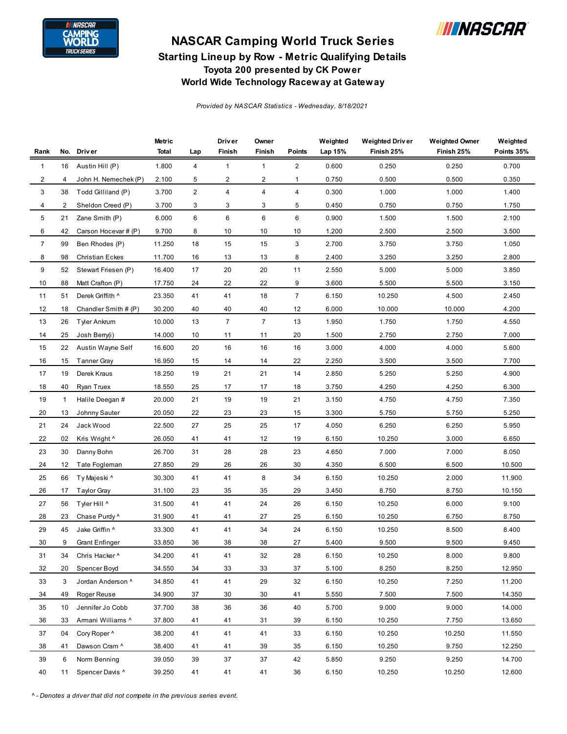# NASCAR Camping World Truck Series

## Starting Lineup by Row - Metric Qualifying Details

### Toyota 200 presented by CK Power

### World Wide Technology Raceway at Gateway

*Provided by NASCAR Statistics - Wednesday, 8/18/2021*

| Rank | No. | Driver | Metric Total | Lap | Driver Finish | Owner Finish | Points | Weighted Lap 15% | Weighted Driver Finish 25% | Weighted Owner Finish 25% | Weighted Points 35% |
|---|---|---|---|---|---|---|---|---|---|---|---|
| 1 | 16 | Austin Hill (P) | 1.800 | 4 | 1 | 1 | 2 | 0.600 | 0.250 | 0.250 | 0.700 |
| 2 | 4 | John H. Nemechek (P) | 2.100 | 5 | 2 | 2 | 1 | 0.750 | 0.500 | 0.500 | 0.350 |
| 3 | 38 | Todd Gilliland (P) | 3.700 | 2 | 4 | 4 | 4 | 0.300 | 1.000 | 1.000 | 1.400 |
| 4 | 2 | Sheldon Creed (P) | 3.700 | 3 | 3 | 3 | 5 | 0.450 | 0.750 | 0.750 | 1.750 |
| 5 | 21 | Zane Smith (P) | 6.000 | 6 | 6 | 6 | 6 | 0.900 | 1.500 | 1.500 | 2.100 |
| 6 | 42 | Carson Hocevar # (P) | 9.700 | 8 | 10 | 10 | 10 | 1.200 | 2.500 | 2.500 | 3.500 |
| 7 | 99 | Ben Rhodes (P) | 11.250 | 18 | 15 | 15 | 3 | 2.700 | 3.750 | 3.750 | 1.050 |
| 8 | 98 | Christian Eckes | 11.700 | 16 | 13 | 13 | 8 | 2.400 | 3.250 | 3.250 | 2.800 |
| 9 | 52 | Stewart Friesen (P) | 16.400 | 17 | 20 | 20 | 11 | 2.550 | 5.000 | 5.000 | 3.850 |
| 10 | 88 | Matt Crafton (P) | 17.750 | 24 | 22 | 22 | 9 | 3.600 | 5.500 | 5.500 | 3.150 |
| 11 | 51 | Derek Griffith ^ | 23.350 | 41 | 41 | 18 | 7 | 6.150 | 10.250 | 4.500 | 2.450 |
| 12 | 18 | Chandler Smith # (P) | 30.200 | 40 | 40 | 40 | 12 | 6.000 | 10.000 | 10.000 | 4.200 |
| 13 | 26 | Tyler Ankrum | 10.000 | 13 | 7 | 7 | 13 | 1.950 | 1.750 | 1.750 | 4.550 |
| 14 | 25 | Josh Berry(i) | 14.000 | 10 | 11 | 11 | 20 | 1.500 | 2.750 | 2.750 | 7.000 |
| 15 | 22 | Austin Wayne Self | 16.600 | 20 | 16 | 16 | 16 | 3.000 | 4.000 | 4.000 | 5.600 |
| 16 | 15 | Tanner Gray | 16.950 | 15 | 14 | 14 | 22 | 2.250 | 3.500 | 3.500 | 7.700 |
| 17 | 19 | Derek Kraus | 18.250 | 19 | 21 | 21 | 14 | 2.850 | 5.250 | 5.250 | 4.900 |
| 18 | 40 | Ryan Truex | 18.550 | 25 | 17 | 17 | 18 | 3.750 | 4.250 | 4.250 | 6.300 |
| 19 | 1 | Hailie Deegan # | 20.000 | 21 | 19 | 19 | 21 | 3.150 | 4.750 | 4.750 | 7.350 |
| 20 | 13 | Johnny Sauter | 20.050 | 22 | 23 | 23 | 15 | 3.300 | 5.750 | 5.750 | 5.250 |
| 21 | 24 | Jack Wood | 22.500 | 27 | 25 | 25 | 17 | 4.050 | 6.250 | 6.250 | 5.950 |
| 22 | 02 | Kris Wright ^ | 26.050 | 41 | 41 | 12 | 19 | 6.150 | 10.250 | 3.000 | 6.650 |
| 23 | 30 | Danny Bohn | 26.700 | 31 | 28 | 28 | 23 | 4.650 | 7.000 | 7.000 | 8.050 |
| 24 | 12 | Tate Fogleman | 27.850 | 29 | 26 | 26 | 30 | 4.350 | 6.500 | 6.500 | 10.500 |
| 25 | 66 | Ty Majeski ^ | 30.300 | 41 | 41 | 8 | 34 | 6.150 | 10.250 | 2.000 | 11.900 |
| 26 | 17 | Taylor Gray | 31.100 | 23 | 35 | 35 | 29 | 3.450 | 8.750 | 8.750 | 10.150 |
| 27 | 56 | Tyler Hill ^ | 31.500 | 41 | 41 | 24 | 26 | 6.150 | 10.250 | 6.000 | 9.100 |
| 28 | 23 | Chase Purdy ^ | 31.900 | 41 | 41 | 27 | 25 | 6.150 | 10.250 | 6.750 | 8.750 |
| 29 | 45 | Jake Griffin ^ | 33.300 | 41 | 41 | 34 | 24 | 6.150 | 10.250 | 8.500 | 8.400 |
| 30 | 9 | Grant Enfinger | 33.850 | 36 | 38 | 38 | 27 | 5.400 | 9.500 | 9.500 | 9.450 |
| 31 | 34 | Chris Hacker ^ | 34.200 | 41 | 41 | 32 | 28 | 6.150 | 10.250 | 8.000 | 9.800 |
| 32 | 20 | Spencer Boyd | 34.550 | 34 | 33 | 33 | 37 | 5.100 | 8.250 | 8.250 | 12.950 |
| 33 | 3 | Jordan Anderson ^ | 34.850 | 41 | 41 | 29 | 32 | 6.150 | 10.250 | 7.250 | 11.200 |
| 34 | 49 | Roger Reuse | 34.900 | 37 | 30 | 30 | 41 | 5.550 | 7.500 | 7.500 | 14.350 |
| 35 | 10 | Jennifer Jo Cobb | 37.700 | 38 | 36 | 36 | 40 | 5.700 | 9.000 | 9.000 | 14.000 |
| 36 | 33 | Armani Williams ^ | 37.800 | 41 | 41 | 31 | 39 | 6.150 | 10.250 | 7.750 | 13.650 |
| 37 | 04 | Cory Roper ^ | 38.200 | 41 | 41 | 41 | 33 | 6.150 | 10.250 | 10.250 | 11.550 |
| 38 | 41 | Dawson Cram ^ | 38.400 | 41 | 41 | 39 | 35 | 6.150 | 10.250 | 9.750 | 12.250 |
| 39 | 6 | Norm Benning | 39.050 | 39 | 37 | 37 | 42 | 5.850 | 9.250 | 9.250 | 14.700 |
| 40 | 11 | Spencer Davis ^ | 39.250 | 41 | 41 | 41 | 36 | 6.150 | 10.250 | 10.250 | 12.600 |

*^ - Denotes a driver that did not compete in the previous series event.*